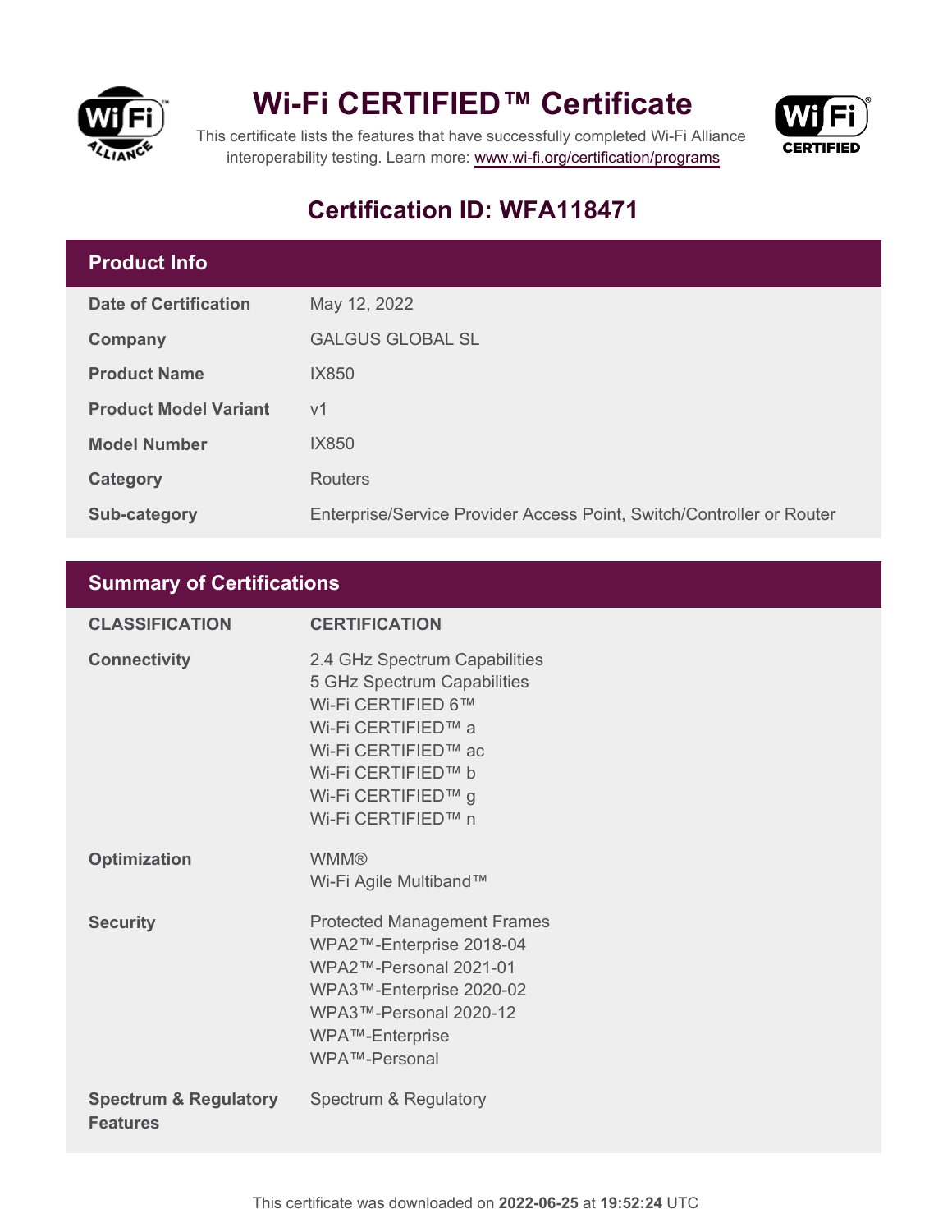# Wi-Fi CERTIFIED™ Certificate

This certificate lists the features that have successfully completed Wi-Fi Alliance interoperability testing. Learn more: www.wi-fi.org/certification/programs

## Certification ID: WFA118471

## Product Info

| | |
|---|---|
| **Date of Certification** | May 12, 2022 |
| **Company** | GALGUS GLOBAL SL |
| **Product Name** | IX850 |
| **Product Model Variant** | v1 |
| **Model Number** | IX850 |
| **Category** | Routers |
| **Sub-category** | Enterprise/Service Provider Access Point, Switch/Controller or Router |

## Summary of Certifications

| CLASSIFICATION | CERTIFICATION |
|---|---|
| **Connectivity** | 2.4 GHz Spectrum Capabilities<br>5 GHz Spectrum Capabilities<br>Wi-Fi CERTIFIED 6™<br>Wi-Fi CERTIFIED™ a<br>Wi-Fi CERTIFIED™ ac<br>Wi-Fi CERTIFIED™ b<br>Wi-Fi CERTIFIED™ g<br>Wi-Fi CERTIFIED™ n |
| **Optimization** | WMM®<br>Wi-Fi Agile Multiband™ |
| **Security** | Protected Management Frames<br>WPA2™-Enterprise 2018-04<br>WPA2™-Personal 2021-01<br>WPA3™-Enterprise 2020-02<br>WPA3™-Personal 2020-12<br>WPA™-Enterprise<br>WPA™-Personal |
| **Spectrum & Regulatory Features** | Spectrum & Regulatory |

This certificate was downloaded on **2022-06-25** at **19:52:24** UTC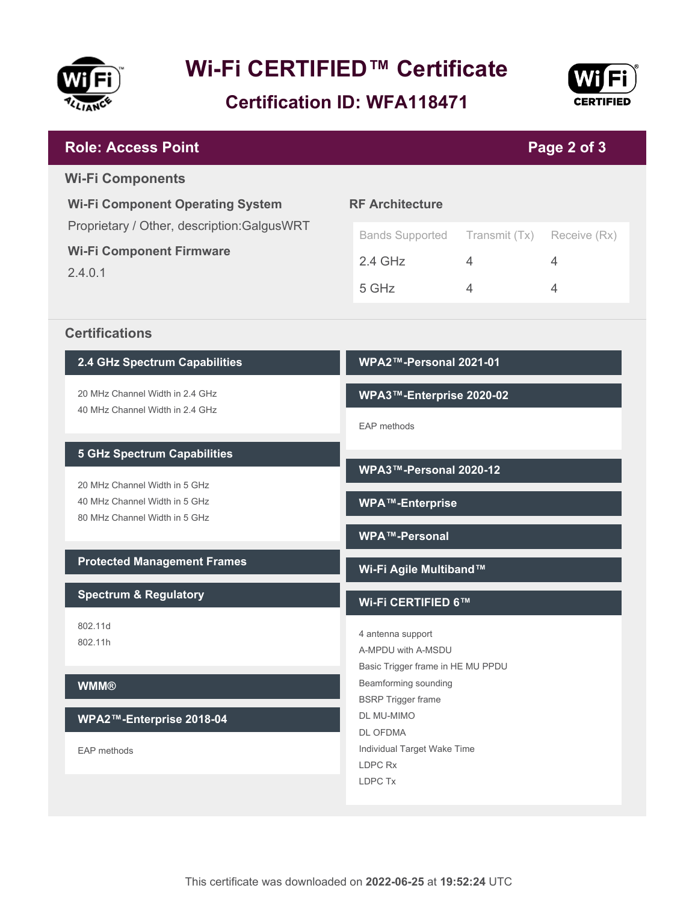# Wi-Fi CERTIFIED™ Certificate

## Certification ID: WFA118471

**Role: Access Point**

## Wi-Fi Components

### Wi-Fi Component Operating System

Proprietary / Other, description:GalgusWRT

### Wi-Fi Component Firmware

2.4.0.1

### RF Architecture

| Bands Supported | Transmit (Tx) | Receive (Rx) |
|---|---|---|
| 2.4 GHz | 4 | 4 |
| 5 GHz | 4 | 4 |

## Certifications

### 2.4 GHz Spectrum Capabilities

20 MHz Channel Width in 2.4 GHz
40 MHz Channel Width in 2.4 GHz

### 5 GHz Spectrum Capabilities

20 MHz Channel Width in 5 GHz
40 MHz Channel Width in 5 GHz
80 MHz Channel Width in 5 GHz

### Protected Management Frames

### Spectrum & Regulatory

802.11d
802.11h

### WMM®

### WPA2™-Enterprise 2018-04

EAP methods

### WPA2™-Personal 2021-01

### WPA3™-Enterprise 2020-02

EAP methods

### WPA3™-Personal 2020-12

### WPA™-Enterprise

### WPA™-Personal

### Wi-Fi Agile Multiband™

### Wi-Fi CERTIFIED 6™

4 antenna support
A-MPDU with A-MSDU
Basic Trigger frame in HE MU PPDU
Beamforming sounding
BSRP Trigger frame
DL MU-MIMO
DL OFDMA
Individual Target Wake Time
LDPC Rx
LDPC Tx

This certificate was downloaded on **2022-06-25** at **19:52:24** UTC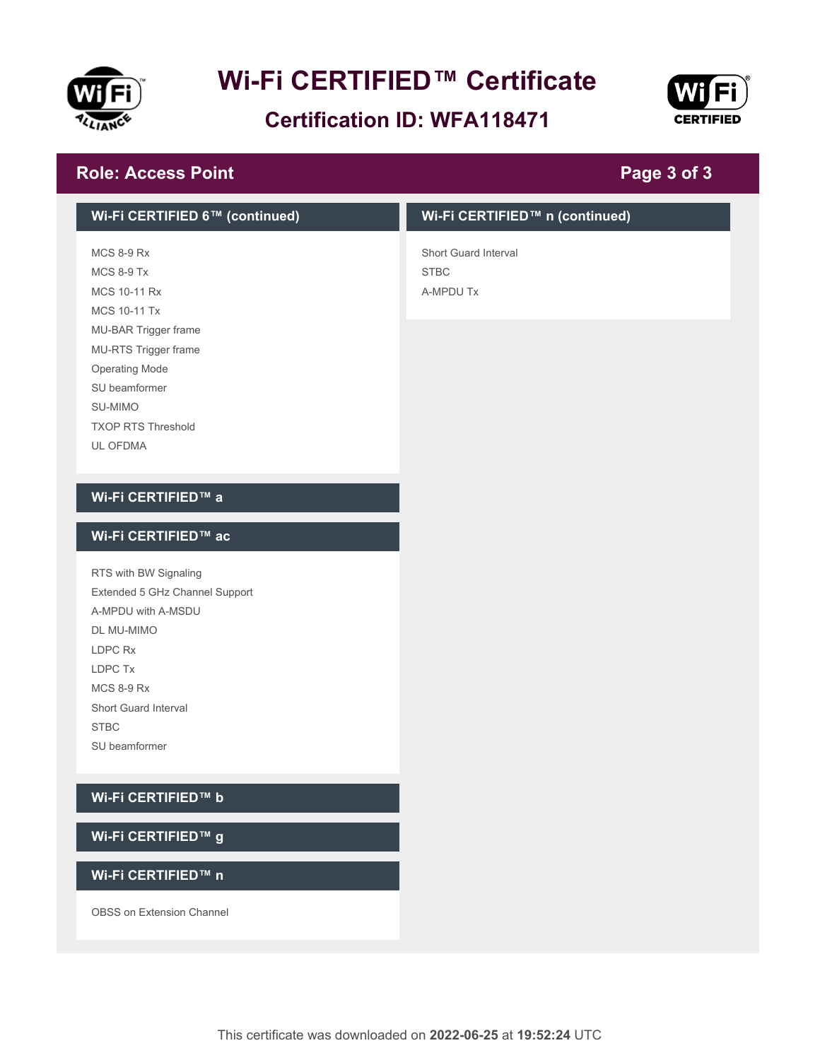# Wi-Fi CERTIFIED™ Certificate

## Certification ID: WFA118471

## Role: Access Point

### Wi-Fi CERTIFIED 6™ (continued)

- MCS 8-9 Rx
- MCS 8-9 Tx
- MCS 10-11 Rx
- MCS 10-11 Tx
- MU-BAR Trigger frame
- MU-RTS Trigger frame
- Operating Mode
- SU beamformer
- SU-MIMO
- TXOP RTS Threshold
- UL OFDMA

### Wi-Fi CERTIFIED™ a

### Wi-Fi CERTIFIED™ ac

- RTS with BW Signaling
- Extended 5 GHz Channel Support
- A-MPDU with A-MSDU
- DL MU-MIMO
- LDPC Rx
- LDPC Tx
- MCS 8-9 Rx
- Short Guard Interval
- STBC
- SU beamformer

### Wi-Fi CERTIFIED™ b

### Wi-Fi CERTIFIED™ g

### Wi-Fi CERTIFIED™ n

- OBSS on Extension Channel

### Wi-Fi CERTIFIED™ n (continued)

- Short Guard Interval
- STBC
- A-MPDU Tx

This certificate was downloaded on **2022-06-25** at **19:52:24** UTC